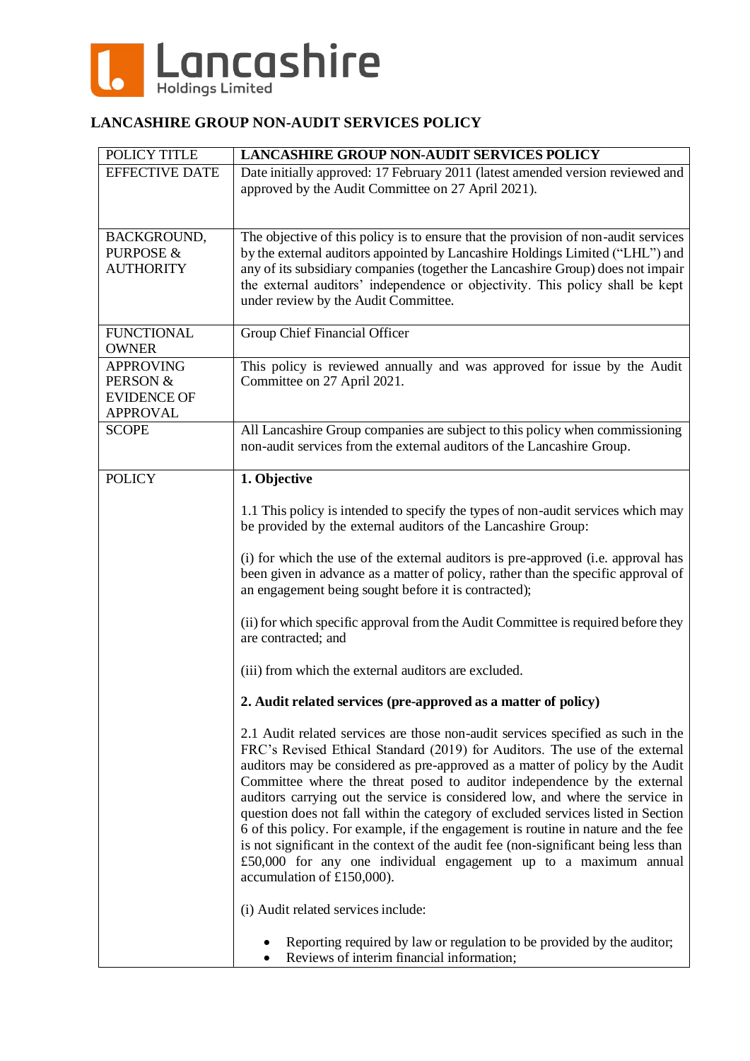Lancashire Holdings Limited

# LANCASHIRE GROUP NON-AUDIT SERVICES POLICY

| POLICY TITLE | **LANCASHIRE GROUP NON-AUDIT SERVICES POLICY** |
|---|---|
| EFFECTIVE DATE | Date initially approved: 17 February 2011 (latest amended version reviewed and approved by the Audit Committee on 27 April 2021). |
| BACKGROUND, PURPOSE & AUTHORITY | The objective of this policy is to ensure that the provision of non-audit services by the external auditors appointed by Lancashire Holdings Limited ("LHL") and any of its subsidiary companies (together the Lancashire Group) does not impair the external auditors' independence or objectivity. This policy shall be kept under review by the Audit Committee. |
| FUNCTIONAL OWNER | Group Chief Financial Officer |
| APPROVING PERSON & EVIDENCE OF APPROVAL | This policy is reviewed annually and was approved for issue by the Audit Committee on 27 April 2021. |
| SCOPE | All Lancashire Group companies are subject to this policy when commissioning non-audit services from the external auditors of the Lancashire Group. |
| POLICY | **1. Objective**<br><br>1.1 This policy is intended to specify the types of non-audit services which may be provided by the external auditors of the Lancashire Group:<br><br>(i) for which the use of the external auditors is pre-approved (i.e. approval has been given in advance as a matter of policy, rather than the specific approval of an engagement being sought before it is contracted);<br><br>(ii) for which specific approval from the Audit Committee is required before they are contracted; and<br><br>(iii) from which the external auditors are excluded.<br><br>**2. Audit related services (pre-approved as a matter of policy)**<br><br>2.1 Audit related services are those non-audit services specified as such in the FRC's Revised Ethical Standard (2019) for Auditors. The use of the external auditors may be considered as pre-approved as a matter of policy by the Audit Committee where the threat posed to auditor independence by the external auditors carrying out the service is considered low, and where the service in question does not fall within the category of excluded services listed in Section 6 of this policy. For example, if the engagement is routine in nature and the fee is not significant in the context of the audit fee (non-significant being less than £50,000 for any one individual engagement up to a maximum annual accumulation of £150,000).<br><br>(i) Audit related services include:<br><br>• Reporting required by law or regulation to be provided by the auditor;<br>• Reviews of interim financial information; |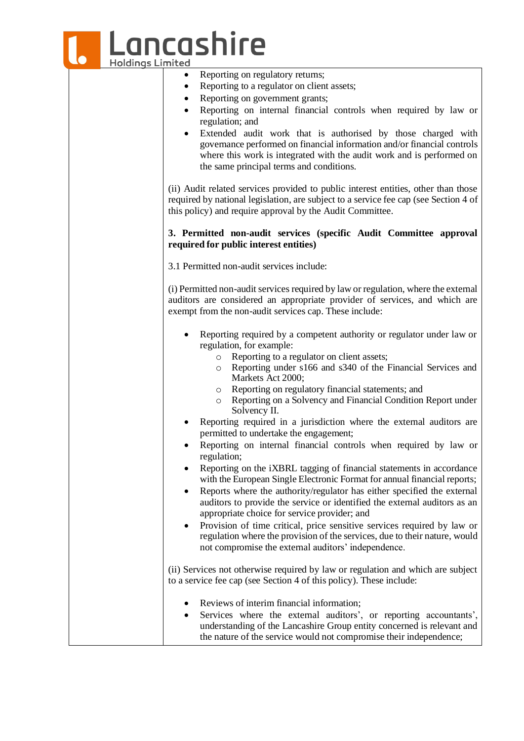- Reporting on regulatory returns;
- Reporting to a regulator on client assets;
- Reporting on government grants;
- Reporting on internal financial controls when required by law or regulation; and
- Extended audit work that is authorised by those charged with governance performed on financial information and/or financial controls where this work is integrated with the audit work and is performed on the same principal terms and conditions.

(ii) Audit related services provided to public interest entities, other than those required by national legislation, are subject to a service fee cap (see Section 4 of this policy) and require approval by the Audit Committee.

**3. Permitted non-audit services (specific Audit Committee approval required for public interest entities)**

3.1 Permitted non-audit services include:

(i) Permitted non-audit services required by law or regulation, where the external auditors are considered an appropriate provider of services, and which are exempt from the non-audit services cap. These include:

- Reporting required by a competent authority or regulator under law or regulation, for example:
  - Reporting to a regulator on client assets;
  - Reporting under s166 and s340 of the Financial Services and Markets Act 2000;
  - Reporting on regulatory financial statements; and
  - Reporting on a Solvency and Financial Condition Report under Solvency II.
- Reporting required in a jurisdiction where the external auditors are permitted to undertake the engagement;
- Reporting on internal financial controls when required by law or regulation;
- Reporting on the iXBRL tagging of financial statements in accordance with the European Single Electronic Format for annual financial reports;
- Reports where the authority/regulator has either specified the external auditors to provide the service or identified the external auditors as an appropriate choice for service provider; and
- Provision of time critical, price sensitive services required by law or regulation where the provision of the services, due to their nature, would not compromise the external auditors' independence.

(ii) Services not otherwise required by law or regulation and which are subject to a service fee cap (see Section 4 of this policy). These include:

- Reviews of interim financial information;
- Services where the external auditors', or reporting accountants', understanding of the Lancashire Group entity concerned is relevant and the nature of the service would not compromise their independence;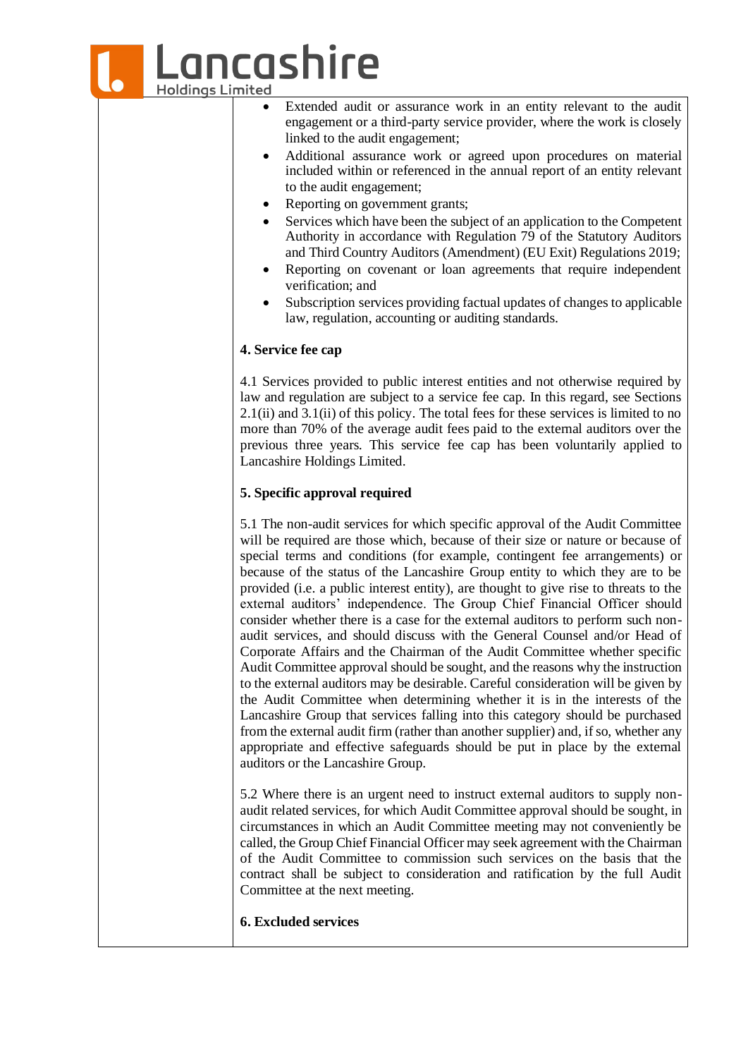- Extended audit or assurance work in an entity relevant to the audit engagement or a third-party service provider, where the work is closely linked to the audit engagement;
- Additional assurance work or agreed upon procedures on material included within or referenced in the annual report of an entity relevant to the audit engagement;
- Reporting on government grants;
- Services which have been the subject of an application to the Competent Authority in accordance with Regulation 79 of the Statutory Auditors and Third Country Auditors (Amendment) (EU Exit) Regulations 2019;
- Reporting on covenant or loan agreements that require independent verification; and
- Subscription services providing factual updates of changes to applicable law, regulation, accounting or auditing standards.

**4. Service fee cap**

4.1 Services provided to public interest entities and not otherwise required by law and regulation are subject to a service fee cap. In this regard, see Sections 2.1(ii) and 3.1(ii) of this policy. The total fees for these services is limited to no more than 70% of the average audit fees paid to the external auditors over the previous three years. This service fee cap has been voluntarily applied to Lancashire Holdings Limited.

**5. Specific approval required**

5.1 The non-audit services for which specific approval of the Audit Committee will be required are those which, because of their size or nature or because of special terms and conditions (for example, contingent fee arrangements) or because of the status of the Lancashire Group entity to which they are to be provided (i.e. a public interest entity), are thought to give rise to threats to the external auditors' independence. The Group Chief Financial Officer should consider whether there is a case for the external auditors to perform such non-audit services, and should discuss with the General Counsel and/or Head of Corporate Affairs and the Chairman of the Audit Committee whether specific Audit Committee approval should be sought, and the reasons why the instruction to the external auditors may be desirable. Careful consideration will be given by the Audit Committee when determining whether it is in the interests of the Lancashire Group that services falling into this category should be purchased from the external audit firm (rather than another supplier) and, if so, whether any appropriate and effective safeguards should be put in place by the external auditors or the Lancashire Group.

5.2 Where there is an urgent need to instruct external auditors to supply non-audit related services, for which Audit Committee approval should be sought, in circumstances in which an Audit Committee meeting may not conveniently be called, the Group Chief Financial Officer may seek agreement with the Chairman of the Audit Committee to commission such services on the basis that the contract shall be subject to consideration and ratification by the full Audit Committee at the next meeting.

**6. Excluded services**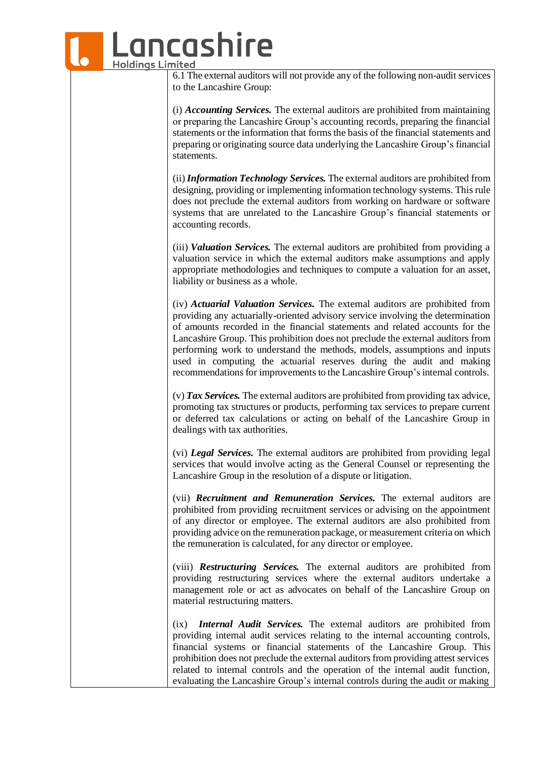6.1 The external auditors will not provide any of the following non-audit services to the Lancashire Group:

(i) ***Accounting Services.*** The external auditors are prohibited from maintaining or preparing the Lancashire Group's accounting records, preparing the financial statements or the information that forms the basis of the financial statements and preparing or originating source data underlying the Lancashire Group's financial statements.

(ii) ***Information Technology Services.*** The external auditors are prohibited from designing, providing or implementing information technology systems. This rule does not preclude the external auditors from working on hardware or software systems that are unrelated to the Lancashire Group's financial statements or accounting records.

(iii) ***Valuation Services.*** The external auditors are prohibited from providing a valuation service in which the external auditors make assumptions and apply appropriate methodologies and techniques to compute a valuation for an asset, liability or business as a whole.

(iv) ***Actuarial Valuation Services.*** The external auditors are prohibited from providing any actuarially-oriented advisory service involving the determination of amounts recorded in the financial statements and related accounts for the Lancashire Group. This prohibition does not preclude the external auditors from performing work to understand the methods, models, assumptions and inputs used in computing the actuarial reserves during the audit and making recommendations for improvements to the Lancashire Group's internal controls.

(v) ***Tax Services.*** The external auditors are prohibited from providing tax advice, promoting tax structures or products, performing tax services to prepare current or deferred tax calculations or acting on behalf of the Lancashire Group in dealings with tax authorities.

(vi) ***Legal Services.*** The external auditors are prohibited from providing legal services that would involve acting as the General Counsel or representing the Lancashire Group in the resolution of a dispute or litigation.

(vii) ***Recruitment and Remuneration Services.*** The external auditors are prohibited from providing recruitment services or advising on the appointment of any director or employee. The external auditors are also prohibited from providing advice on the remuneration package, or measurement criteria on which the remuneration is calculated, for any director or employee.

(viii) ***Restructuring Services.*** The external auditors are prohibited from providing restructuring services where the external auditors undertake a management role or act as advocates on behalf of the Lancashire Group on material restructuring matters.

(ix) ***Internal Audit Services.*** The external auditors are prohibited from providing internal audit services relating to the internal accounting controls, financial systems or financial statements of the Lancashire Group. This prohibition does not preclude the external auditors from providing attest services related to internal controls and the operation of the internal audit function, evaluating the Lancashire Group's internal controls during the audit or making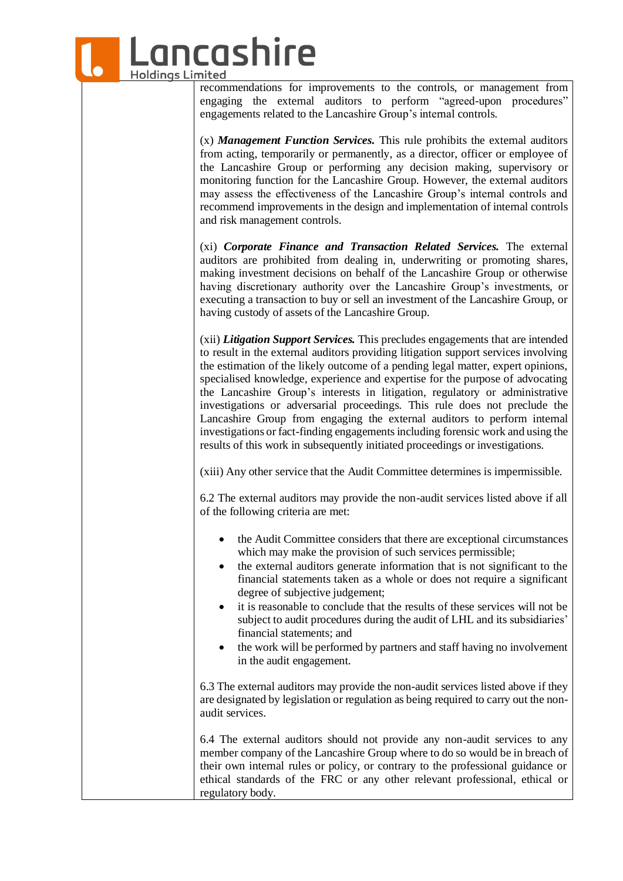recommendations for improvements to the controls, or management from engaging the external auditors to perform "agreed-upon procedures" engagements related to the Lancashire Group's internal controls.

(x) ***Management Function Services.*** This rule prohibits the external auditors from acting, temporarily or permanently, as a director, officer or employee of the Lancashire Group or performing any decision making, supervisory or monitoring function for the Lancashire Group. However, the external auditors may assess the effectiveness of the Lancashire Group's internal controls and recommend improvements in the design and implementation of internal controls and risk management controls.

(xi) ***Corporate Finance and Transaction Related Services.*** The external auditors are prohibited from dealing in, underwriting or promoting shares, making investment decisions on behalf of the Lancashire Group or otherwise having discretionary authority over the Lancashire Group's investments, or executing a transaction to buy or sell an investment of the Lancashire Group, or having custody of assets of the Lancashire Group.

(xii) ***Litigation Support Services.*** This precludes engagements that are intended to result in the external auditors providing litigation support services involving the estimation of the likely outcome of a pending legal matter, expert opinions, specialised knowledge, experience and expertise for the purpose of advocating the Lancashire Group's interests in litigation, regulatory or administrative investigations or adversarial proceedings. This rule does not preclude the Lancashire Group from engaging the external auditors to perform internal investigations or fact-finding engagements including forensic work and using the results of this work in subsequently initiated proceedings or investigations.

(xiii) Any other service that the Audit Committee determines is impermissible.

6.2 The external auditors may provide the non-audit services listed above if all of the following criteria are met:

- the Audit Committee considers that there are exceptional circumstances which may make the provision of such services permissible;
- the external auditors generate information that is not significant to the financial statements taken as a whole or does not require a significant degree of subjective judgement;
- it is reasonable to conclude that the results of these services will not be subject to audit procedures during the audit of LHL and its subsidiaries' financial statements; and
- the work will be performed by partners and staff having no involvement in the audit engagement.

6.3 The external auditors may provide the non-audit services listed above if they are designated by legislation or regulation as being required to carry out the non-audit services.

6.4 The external auditors should not provide any non-audit services to any member company of the Lancashire Group where to do so would be in breach of their own internal rules or policy, or contrary to the professional guidance or ethical standards of the FRC or any other relevant professional, ethical or regulatory body.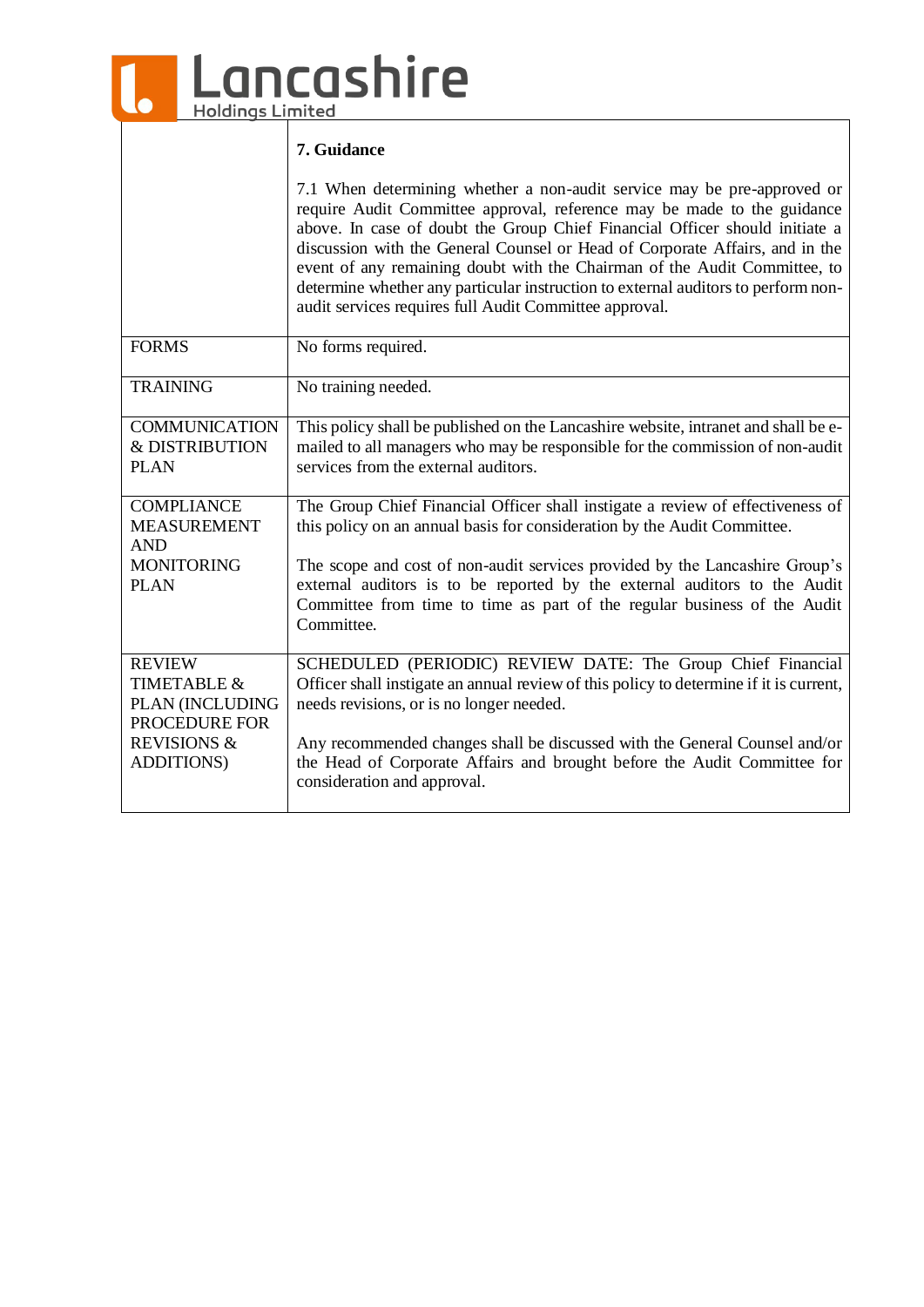| | |
|---|---|
| | **7. Guidance**<br><br>7.1 When determining whether a non-audit service may be pre-approved or require Audit Committee approval, reference may be made to the guidance above. In case of doubt the Group Chief Financial Officer should initiate a discussion with the General Counsel or Head of Corporate Affairs, and in the event of any remaining doubt with the Chairman of the Audit Committee, to determine whether any particular instruction to external auditors to perform non-audit services requires full Audit Committee approval. |
| FORMS | No forms required. |
| TRAINING | No training needed. |
| COMMUNICATION & DISTRIBUTION PLAN | This policy shall be published on the Lancashire website, intranet and shall be e-mailed to all managers who may be responsible for the commission of non-audit services from the external auditors. |
| COMPLIANCE MEASUREMENT AND MONITORING PLAN | The Group Chief Financial Officer shall instigate a review of effectiveness of this policy on an annual basis for consideration by the Audit Committee.<br><br>The scope and cost of non-audit services provided by the Lancashire Group's external auditors is to be reported by the external auditors to the Audit Committee from time to time as part of the regular business of the Audit Committee. |
| REVIEW TIMETABLE & PLAN (INCLUDING PROCEDURE FOR REVISIONS & ADDITIONS) | SCHEDULED (PERIODIC) REVIEW DATE: The Group Chief Financial Officer shall instigate an annual review of this policy to determine if it is current, needs revisions, or is no longer needed.<br><br>Any recommended changes shall be discussed with the General Counsel and/or the Head of Corporate Affairs and brought before the Audit Committee for consideration and approval. |